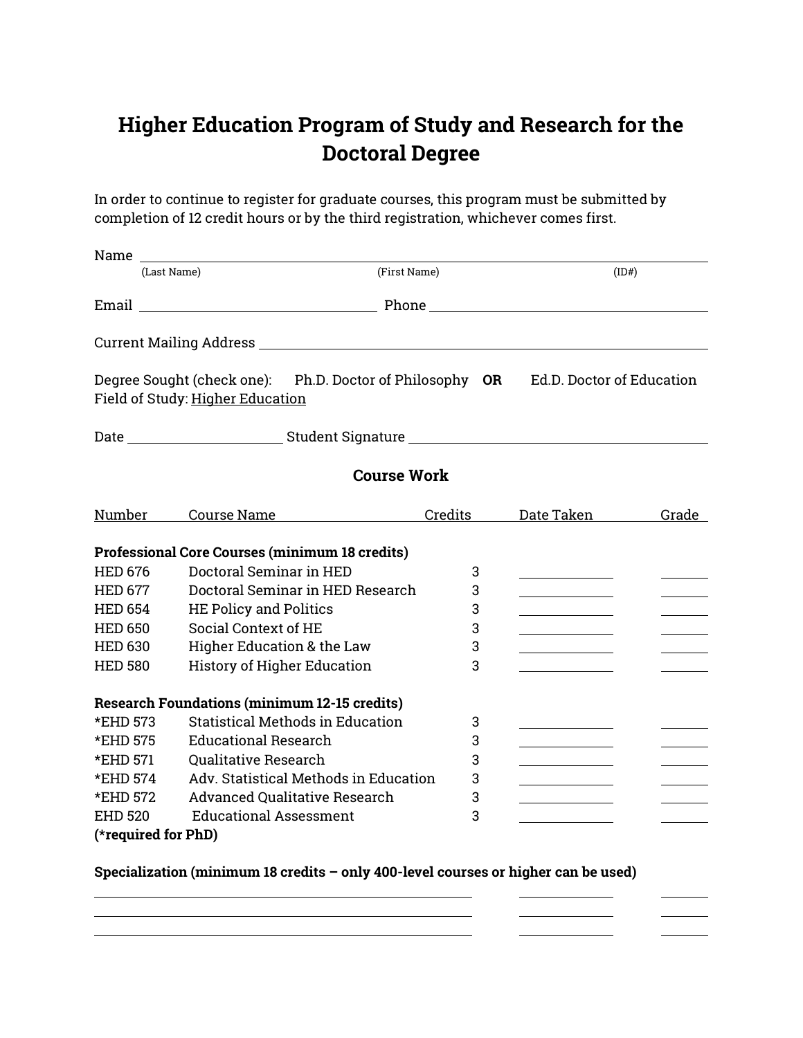# Higher Education Program of Study and Research for the Doctoral Degree

In order to continue to register for graduate courses, this program must be submitted by completion of 12 credit hours or by the third registration, whichever comes first.

Name ______________________________________________________________
(Last Name) (First Name) (ID#)

Email ______________________________ Phone ______________________________

Current Mailing Address ______________________________________________________________

Degree Sought (check one): Ph.D. Doctor of Philosophy **OR** Ed.D. Doctor of Education
Field of Study: Higher Education

Date ____________________ Student Signature ______________________________________

## Course Work

| Number | Course Name | Credits | Date Taken | Grade |
|---|---|---|---|---|
| **Professional Core Courses (minimum 18 credits)** | | | | |
| HED 676 | Doctoral Seminar in HED | 3 | ________ | ____ |
| HED 677 | Doctoral Seminar in HED Research | 3 | ________ | ____ |
| HED 654 | HE Policy and Politics | 3 | ________ | ____ |
| HED 650 | Social Context of HE | 3 | ________ | ____ |
| HED 630 | Higher Education & the Law | 3 | ________ | ____ |
| HED 580 | History of Higher Education | 3 | ________ | ____ |
| **Research Foundations (minimum 12-15 credits)** | | | | |
| *EHD 573 | Statistical Methods in Education | 3 | ________ | ____ |
| *EHD 575 | Educational Research | 3 | ________ | ____ |
| *EHD 571 | Qualitative Research | 3 | ________ | ____ |
| *EHD 574 | Adv. Statistical Methods in Education | 3 | ________ | ____ |
| *EHD 572 | Advanced Qualitative Research | 3 | ________ | ____ |
| EHD 520 | Educational Assessment | 3 | ________ | ____ |

**(*required for PhD)**

**Specialization (minimum 18 credits – only 400-level courses or higher can be used)**

| Course | Date Taken | Grade |
|---|---|---|
| ______________________________ | ________ | ____ |
| ______________________________ | ________ | ____ |
| ______________________________ | ________ | ____ |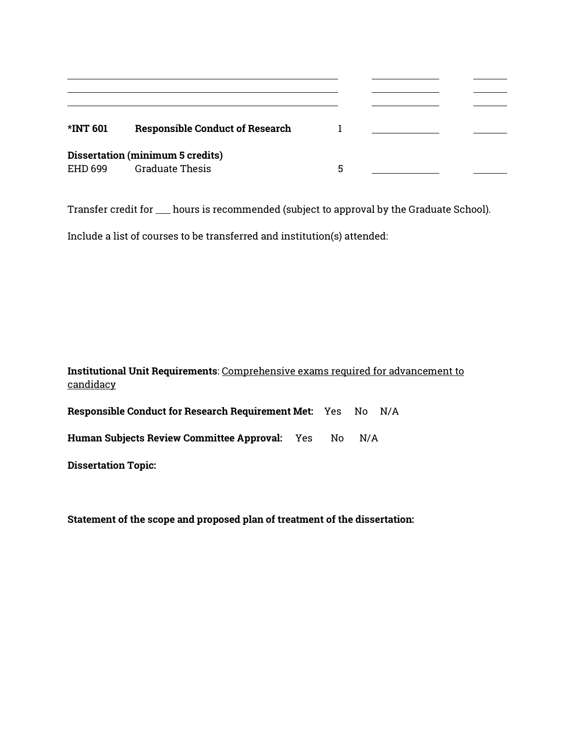| | | | |
|---|---|---|---|
| | | ______ | ______ |
| | | ______ | ______ |
| | | ______ | ______ |
| ***INT 601** | **Responsible Conduct of Research** | 1 | ______ | ______ |

**Dissertation (minimum 5 credits)**

| | | | | |
|---|---|---|---|---|
| EHD 699 | Graduate Thesis | 5 | ______ | ______ |

Transfer credit for ___ hours is recommended (subject to approval by the Graduate School).

Include a list of courses to be transferred and institution(s) attended:

**Institutional Unit Requirements**: <u>Comprehensive exams required for advancement to candidacy</u>

**Responsible Conduct for Research Requirement Met:** Yes No N/A

**Human Subjects Review Committee Approval:** Yes No N/A

**Dissertation Topic:**

**Statement of the scope and proposed plan of treatment of the dissertation:**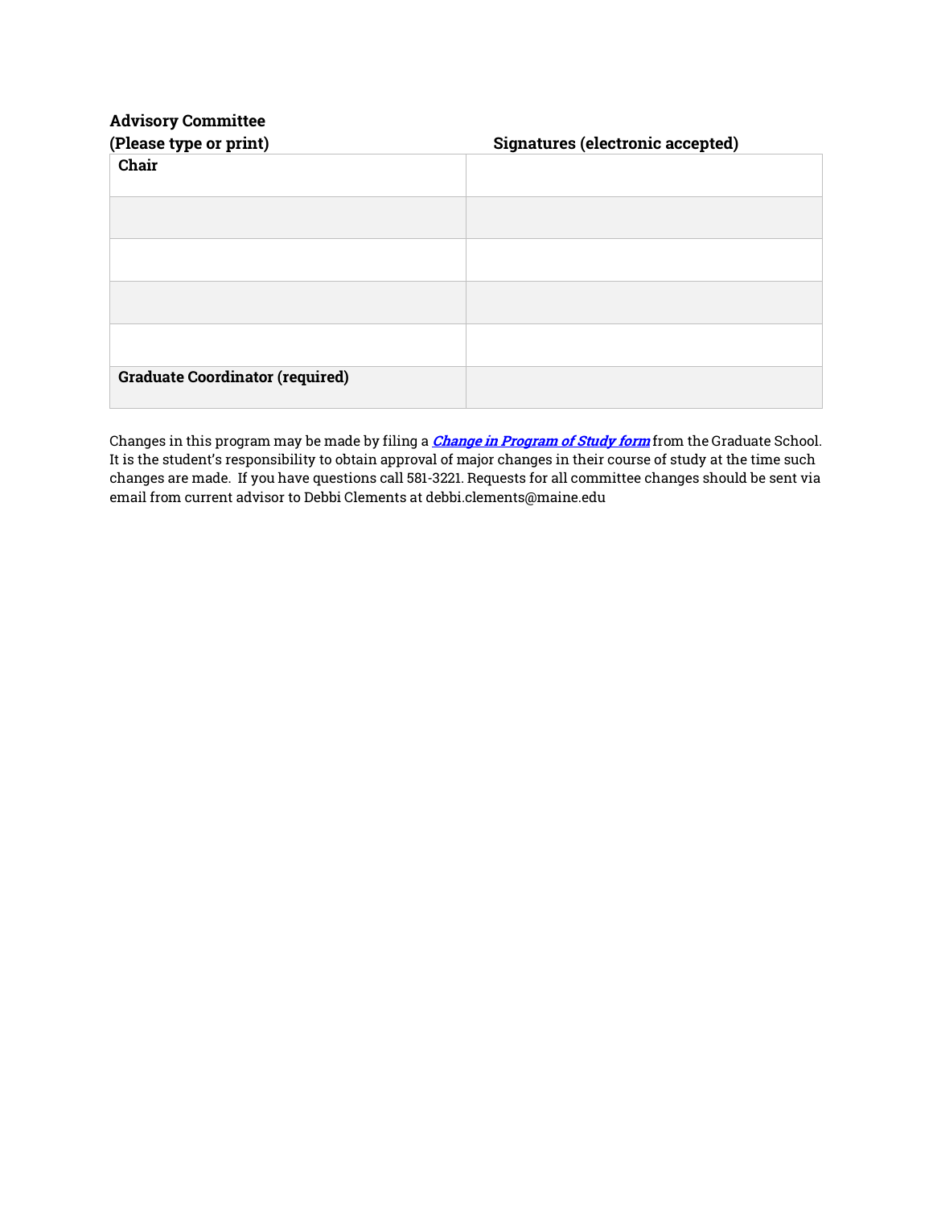**Advisory Committee**

| (Please type or print) | Signatures (electronic accepted) |
|---|---|
| **Chair** | |
| | |
| | |
| | |
| | |
| **Graduate Coordinator (required)** | |

Changes in this program may be made by filing a ***Change in Program of Study form*** from the Graduate School. It is the student's responsibility to obtain approval of major changes in their course of study at the time such changes are made. If you have questions call 581-3221. Requests for all committee changes should be sent via email from current advisor to Debbi Clements at debbi.clements@maine.edu